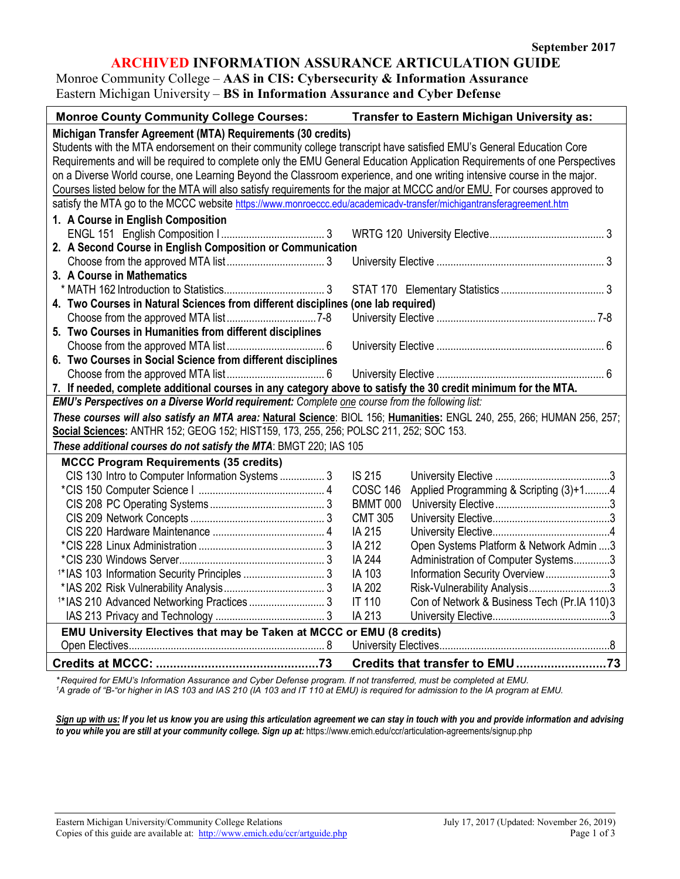September 2017

# ARCHIVED INFORMATION ASSURANCE ARTICULATION GUIDE

Monroe Community College – **AAS in CIS: Cybersecurity & Information Assurance**
Eastern Michigan University – **BS in Information Assurance and Cyber Defense**

| Monroe County Community College Courses: | | Transfer to Eastern Michigan University as: | |
|---|---|---|---|
| **Michigan Transfer Agreement (MTA) Requirements (30 credits)** | | | |
| Students with the MTA endorsement on their community college transcript have satisfied EMU's General Education Core Requirements and will be required to complete only the EMU General Education Application Requirements of one Perspectives on a Diverse World course, one Learning Beyond the Classroom experience, and one writing intensive course in the major. Courses listed below for the MTA will also satisfy requirements for the major at MCCC and/or EMU. For courses approved to satisfy the MTA go to the MCCC website https://www.monroeccc.edu/academicadv-transfer/michigantransferagreement.htm | | | |
| **1. A Course in English Composition** | | | |
| ENGL 151 English Composition I | 3 | WRTG 120 University Elective | 3 |
| **2. A Second Course in English Composition or Communication** | | | |
| Choose from the approved MTA list | 3 | University Elective | 3 |
| **3. A Course in Mathematics** | | | |
| * MATH 162 Introduction to Statistics | 3 | STAT 170 Elementary Statistics | 3 |
| **4. Two Courses in Natural Sciences from different disciplines (one lab required)** | | | |
| Choose from the approved MTA list | 7-8 | University Elective | 7-8 |
| **5. Two Courses in Humanities from different disciplines** | | | |
| Choose from the approved MTA list | 6 | University Elective | 6 |
| **6. Two Courses in Social Science from different disciplines** | | | |
| Choose from the approved MTA list | 6 | University Elective | 6 |
| **7. If needed, complete additional courses in any category above to satisfy the 30 credit minimum for the MTA.** | | | |
| ***EMU's Perspectives on a Diverse World requirement:*** *Complete one course from the following list:* | | | |
| ***These courses will also satisfy an MTA area:*** **Natural Science**: BIOL 156; **Humanities:** ENGL 240, 255, 266; HUMAN 256, 257; **Social Sciences:** ANTHR 152; GEOG 152; HIST159, 173, 255, 256; POLSC 211, 252; SOC 153. | | | |
| ***These additional courses do not satisfy the MTA***: BMGT 220; IAS 105 | | | |
| **MCCC Program Requirements (35 credits)** | | | |
| CIS 130 Intro to Computer Information Systems | 3 | IS 215 University Elective | 3 |
| *CIS 150 Computer Science I | 4 | COSC 146 Applied Programming & Scripting (3)+1 | 4 |
| CIS 208 PC Operating Systems | 3 | BMMT 000 University Elective | 3 |
| CIS 209 Network Concepts | 3 | CMT 305 University Elective | 3 |
| CIS 220 Hardware Maintenance | 4 | IA 215 University Elective | 4 |
| *CIS 228 Linux Administration | 3 | IA 212 Open Systems Platform & Network Admin | 3 |
| *CIS 230 Windows Server | 3 | IA 244 Administration of Computer Systems | 3 |
| [1]*IAS 103 Information Security Principles | 3 | IA 103 Information Security Overview | 3 |
| *IAS 202 Risk Vulnerability Analysis | 3 | IA 202 Risk-Vulnerability Analysis | 3 |
| [1]*IAS 210 Advanced Networking Practices | 3 | IT 110 Con of Network & Business Tech (Pr.IA 110) | 3 |
| IAS 213 Privacy and Technology | 3 | IA 213 University Elective | 3 |
| **EMU University Electives that may be Taken at MCCC or EMU (8 credits)** | | | |
| Open Electives | 8 | University Electives | 8 |
| **Credits at MCCC:** | **73** | **Credits that transfer to EMU** | **73** |

*\*Required for EMU's Information Assurance and Cyber Defense program. If not transferred, must be completed at EMU.*
*[1]A grade of "B-"or higher in IAS 103 and IAS 210 (IA 103 and IT 110 at EMU) is required for admission to the IA program at EMU.*

***Sign up with us:** If you let us know you are using this articulation agreement we can stay in touch with you and provide information and advising to you while you are still at your community college. Sign up at:* https://www.emich.edu/ccr/articulation-agreements/signup.php

Eastern Michigan University/Community College Relations
Copies of this guide are available at: http://www.emich.edu/ccr/artguide.php

July 17, 2017 (Updated: November 26, 2019)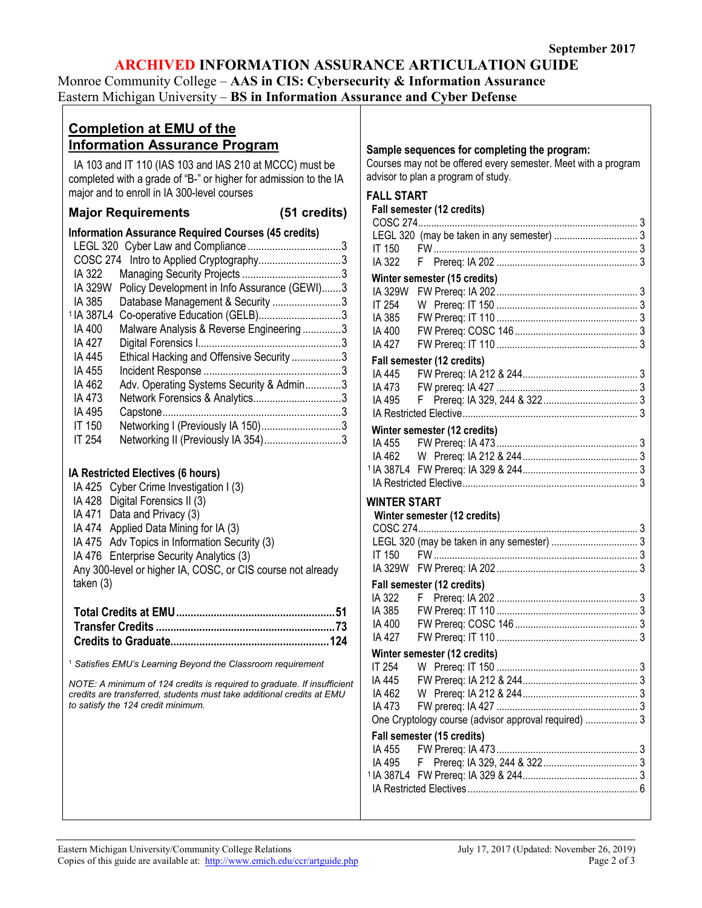September 2017

# ARCHIVED INFORMATION ASSURANCE ARTICULATION GUIDE

Monroe Community College – **AAS in CIS: Cybersecurity & Information Assurance**
Eastern Michigan University – **BS in Information Assurance and Cyber Defense**

## Completion at EMU of the Information Assurance Program

IA 103 and IT 110 (IAS 103 and IAS 210 at MCCC) must be completed with a grade of "B-" or higher for admission to the IA major and to enroll in IA 300-level courses

### Major Requirements (51 credits)

**Information Assurance Required Courses (45 credits)**

| Course | Title | Credits |
|---|---|---|
| LEGL 320 | Cyber Law and Compliance | 3 |
| COSC 274 | Intro to Applied Cryptography | 3 |
| IA 322 | Managing Security Projects | 3 |
| IA 329W | Policy Development in Info Assurance (GEWI) | 3 |
| IA 385 | Database Management & Security | 3 |
| [1] IA 387L4 | Co-operative Education (GELB) | 3 |
| IA 400 | Malware Analysis & Reverse Engineering | 3 |
| IA 427 | Digital Forensics I | 3 |
| IA 445 | Ethical Hacking and Offensive Security | 3 |
| IA 455 | Incident Response | 3 |
| IA 462 | Adv. Operating Systems Security & Admin | 3 |
| IA 473 | Network Forensics & Analytics | 3 |
| IA 495 | Capstone | 3 |
| IT 150 | Networking I (Previously IA 150) | 3 |
| IT 254 | Networking II (Previously IA 354) | 3 |

**IA Restricted Electives (6 hours)**

- IA 425 Cyber Crime Investigation I (3)
- IA 428 Digital Forensics II (3)
- IA 471 Data and Privacy (3)
- IA 474 Applied Data Mining for IA (3)
- IA 475 Adv Topics in Information Security (3)
- IA 476 Enterprise Security Analytics (3)
- Any 300-level or higher IA, COSC, or CIS course not already taken (3)

| | |
|---|---|
| **Total Credits at EMU** | **51** |
| **Transfer Credits** | **73** |
| **Credits to Graduate** | **124** |

[1] *Satisfies EMU's Learning Beyond the Classroom requirement*

*NOTE: A minimum of 124 credits is required to graduate. If insufficient credits are transferred, students must take additional credits at EMU to satisfy the 124 credit minimum.*

**Sample sequences for completing the program:**

Courses may not be offered every semester. Meet with a program advisor to plan a program of study.

### FALL START

**Fall semester (12 credits)**

| Course | Offered / Prereq | Credits |
|---|---|---|
| COSC 274 | | 3 |
| LEGL 320 | (may be taken in any semester) | 3 |
| IT 150 | FW | 3 |
| IA 322 | F Prereq: IA 202 | 3 |

**Winter semester (15 credits)**

| Course | Offered / Prereq | Credits |
|---|---|---|
| IA 329W | FW Prereq: IA 202 | 3 |
| IT 254 | W Prereq: IT 150 | 3 |
| IA 385 | FW Prereq: IT 110 | 3 |
| IA 400 | FW Prereq: COSC 146 | 3 |
| IA 427 | FW Prereq: IT 110 | 3 |

**Fall semester (12 credits)**

| Course | Offered / Prereq | Credits |
|---|---|---|
| IA 445 | FW Prereq: IA 212 & 244 | 3 |
| IA 473 | FW prereq: IA 427 | 3 |
| IA 495 | F Prereq: IA 329, 244 & 322 | 3 |
| IA Restricted Elective | | 3 |

**Winter semester (12 credits)**

| Course | Offered / Prereq | Credits |
|---|---|---|
| IA 455 | FW Prereq: IA 473 | 3 |
| IA 462 | W Prereq: IA 212 & 244 | 3 |
| [1] IA 387L4 | FW Prereq: IA 329 & 244 | 3 |
| IA Restricted Elective | | 3 |

### WINTER START

**Winter semester (12 credits)**

| Course | Offered / Prereq | Credits |
|---|---|---|
| COSC 274 | | 3 |
| LEGL 320 | (may be taken in any semester) | 3 |
| IT 150 | FW | 3 |
| IA 329W | FW Prereq: IA 202 | 3 |

**Fall semester (12 credits)**

| Course | Offered / Prereq | Credits |
|---|---|---|
| IA 322 | F Prereq: IA 202 | 3 |
| IA 385 | FW Prereq: IT 110 | 3 |
| IA 400 | FW Prereq: COSC 146 | 3 |
| IA 427 | FW Prereq: IT 110 | 3 |

**Winter semester (12 credits)**

| Course | Offered / Prereq | Credits |
|---|---|---|
| IT 254 | W Prereq: IT 150 | 3 |
| IA 445 | FW Prereq: IA 212 & 244 | 3 |
| IA 462 | W Prereq: IA 212 & 244 | 3 |
| IA 473 | FW prereq: IA 427 | 3 |
| One Cryptology course (advisor approval required) | | 3 |

**Fall semester (15 credits)**

| Course | Offered / Prereq | Credits |
|---|---|---|
| IA 455 | FW Prereq: IA 473 | 3 |
| IA 495 | F Prereq: IA 329, 244 & 322 | 3 |
| [1] IA 387L4 | FW Prereq: IA 329 & 244 | 3 |
| IA Restricted Electives | | 6 |

Eastern Michigan University/Community College Relations
Copies of this guide are available at: http://www.emich.edu/ccr/artguide.php

July 17, 2017 (Updated: November 26, 2019)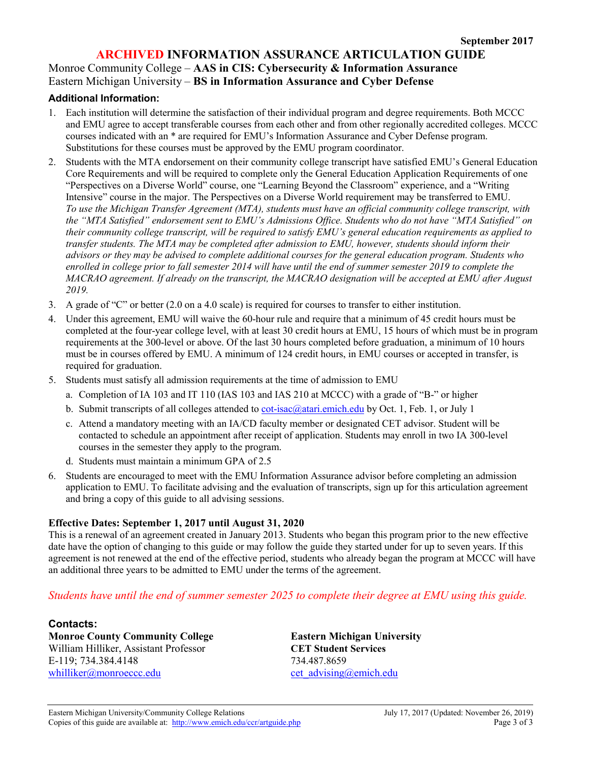**September 2017**

# ARCHIVED INFORMATION ASSURANCE ARTICULATION GUIDE

Monroe Community College – **AAS in CIS: Cybersecurity & Information Assurance**
Eastern Michigan University – **BS in Information Assurance and Cyber Defense**

### Additional Information:

1. Each institution will determine the satisfaction of their individual program and degree requirements. Both MCCC and EMU agree to accept transferable courses from each other and from other regionally accredited colleges. MCCC courses indicated with an * are required for EMU's Information Assurance and Cyber Defense program. Substitutions for these courses must be approved by the EMU program coordinator.
2. Students with the MTA endorsement on their community college transcript have satisfied EMU's General Education Core Requirements and will be required to complete only the General Education Application Requirements of one "Perspectives on a Diverse World" course, one "Learning Beyond the Classroom" experience, and a "Writing Intensive" course in the major. The Perspectives on a Diverse World requirement may be transferred to EMU. *To use the Michigan Transfer Agreement (MTA), students must have an official community college transcript, with the "MTA Satisfied" endorsement sent to EMU's Admissions Office. Students who do not have "MTA Satisfied" on their community college transcript, will be required to satisfy EMU's general education requirements as applied to transfer students. The MTA may be completed after admission to EMU, however, students should inform their advisors or they may be advised to complete additional courses for the general education program. Students who enrolled in college prior to fall semester 2014 will have until the end of summer semester 2019 to complete the MACRAO agreement. If already on the transcript, the MACRAO designation will be accepted at EMU after August 2019.*
3. A grade of "C" or better (2.0 on a 4.0 scale) is required for courses to transfer to either institution.
4. Under this agreement, EMU will waive the 60-hour rule and require that a minimum of 45 credit hours must be completed at the four-year college level, with at least 30 credit hours at EMU, 15 hours of which must be in program requirements at the 300-level or above. Of the last 30 hours completed before graduation, a minimum of 10 hours must be in courses offered by EMU. A minimum of 124 credit hours, in EMU courses or accepted in transfer, is required for graduation.
5. Students must satisfy all admission requirements at the time of admission to EMU
   a. Completion of IA 103 and IT 110 (IAS 103 and IAS 210 at MCCC) with a grade of "B-" or higher
   b. Submit transcripts of all colleges attended to cot-isac@atari.emich.edu by Oct. 1, Feb. 1, or July 1
   c. Attend a mandatory meeting with an IA/CD faculty member or designated CET advisor. Student will be contacted to schedule an appointment after receipt of application. Students may enroll in two IA 300-level courses in the semester they apply to the program.
   d. Students must maintain a minimum GPA of 2.5
6. Students are encouraged to meet with the EMU Information Assurance advisor before completing an admission application to EMU. To facilitate advising and the evaluation of transcripts, sign up for this articulation agreement and bring a copy of this guide to all advising sessions.

**Effective Dates: September 1, 2017 until August 31, 2020**

This is a renewal of an agreement created in January 2013. Students who began this program prior to the new effective date have the option of changing to this guide or may follow the guide they started under for up to seven years. If this agreement is not renewed at the end of the effective period, students who already began the program at MCCC will have an additional three years to be admitted to EMU under the terms of the agreement.

*Students have until the end of summer semester 2025 to complete their degree at EMU using this guide.*

### Contacts:

**Monroe County Community College**
William Hilliker, Assistant Professor
E-119; 734.384.4148
whilliker@monroeccc.edu

**Eastern Michigan University**
**CET Student Services**
734.487.8659
cet_advising@emich.edu

Eastern Michigan University/Community College Relations
Copies of this guide are available at: http://www.emich.edu/ccr/artguide.php

July 17, 2017 (Updated: November 26, 2019)